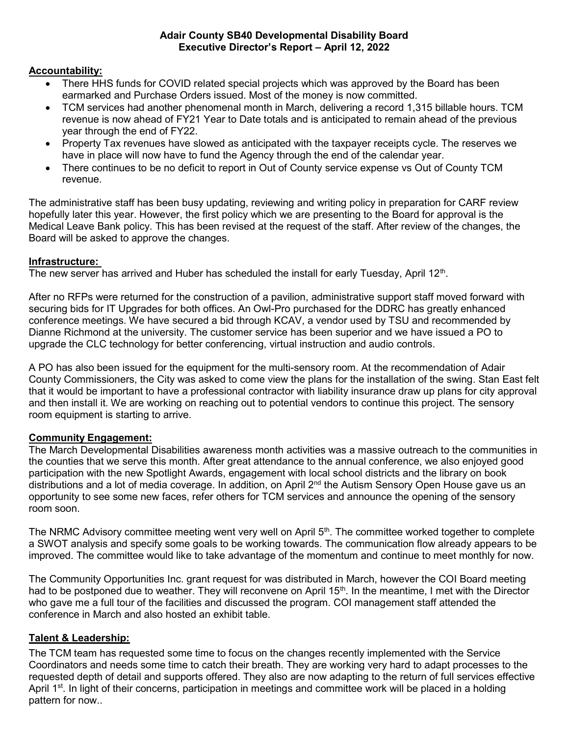**Adair County SB40 Developmental Disability Board**
**Executive Director's Report – April 12, 2022**

**Accountability:**

- There HHS funds for COVID related special projects which was approved by the Board has been earmarked and Purchase Orders issued. Most of the money is now committed.
- TCM services had another phenomenal month in March, delivering a record 1,315 billable hours. TCM revenue is now ahead of FY21 Year to Date totals and is anticipated to remain ahead of the previous year through the end of FY22.
- Property Tax revenues have slowed as anticipated with the taxpayer receipts cycle. The reserves we have in place will now have to fund the Agency through the end of the calendar year.
- There continues to be no deficit to report in Out of County service expense vs Out of County TCM revenue.

The administrative staff has been busy updating, reviewing and writing policy in preparation for CARF review hopefully later this year. However, the first policy which we are presenting to the Board for approval is the Medical Leave Bank policy. This has been revised at the request of the staff. After review of the changes, the Board will be asked to approve the changes.

**Infrastructure:**

The new server has arrived and Huber has scheduled the install for early Tuesday, April 12th.

After no RFPs were returned for the construction of a pavilion, administrative support staff moved forward with securing bids for IT Upgrades for both offices. An Owl-Pro purchased for the DDRC has greatly enhanced conference meetings. We have secured a bid through KCAV, a vendor used by TSU and recommended by Dianne Richmond at the university. The customer service has been superior and we have issued a PO to upgrade the CLC technology for better conferencing, virtual instruction and audio controls.

A PO has also been issued for the equipment for the multi-sensory room. At the recommendation of Adair County Commissioners, the City was asked to come view the plans for the installation of the swing. Stan East felt that it would be important to have a professional contractor with liability insurance draw up plans for city approval and then install it. We are working on reaching out to potential vendors to continue this project. The sensory room equipment is starting to arrive.

**Community Engagement:**

The March Developmental Disabilities awareness month activities was a massive outreach to the communities in the counties that we serve this month. After great attendance to the annual conference, we also enjoyed good participation with the new Spotlight Awards, engagement with local school districts and the library on book distributions and a lot of media coverage. In addition, on April 2nd the Autism Sensory Open House gave us an opportunity to see some new faces, refer others for TCM services and announce the opening of the sensory room soon.

The NRMC Advisory committee meeting went very well on April 5th. The committee worked together to complete a SWOT analysis and specify some goals to be working towards. The communication flow already appears to be improved. The committee would like to take advantage of the momentum and continue to meet monthly for now.

The Community Opportunities Inc. grant request for was distributed in March, however the COI Board meeting had to be postponed due to weather. They will reconvene on April 15th. In the meantime, I met with the Director who gave me a full tour of the facilities and discussed the program. COI management staff attended the conference in March and also hosted an exhibit table.

**Talent & Leadership:**

The TCM team has requested some time to focus on the changes recently implemented with the Service Coordinators and needs some time to catch their breath. They are working very hard to adapt processes to the requested depth of detail and supports offered. They also are now adapting to the return of full services effective April 1st. In light of their concerns, participation in meetings and committee work will be placed in a holding pattern for now..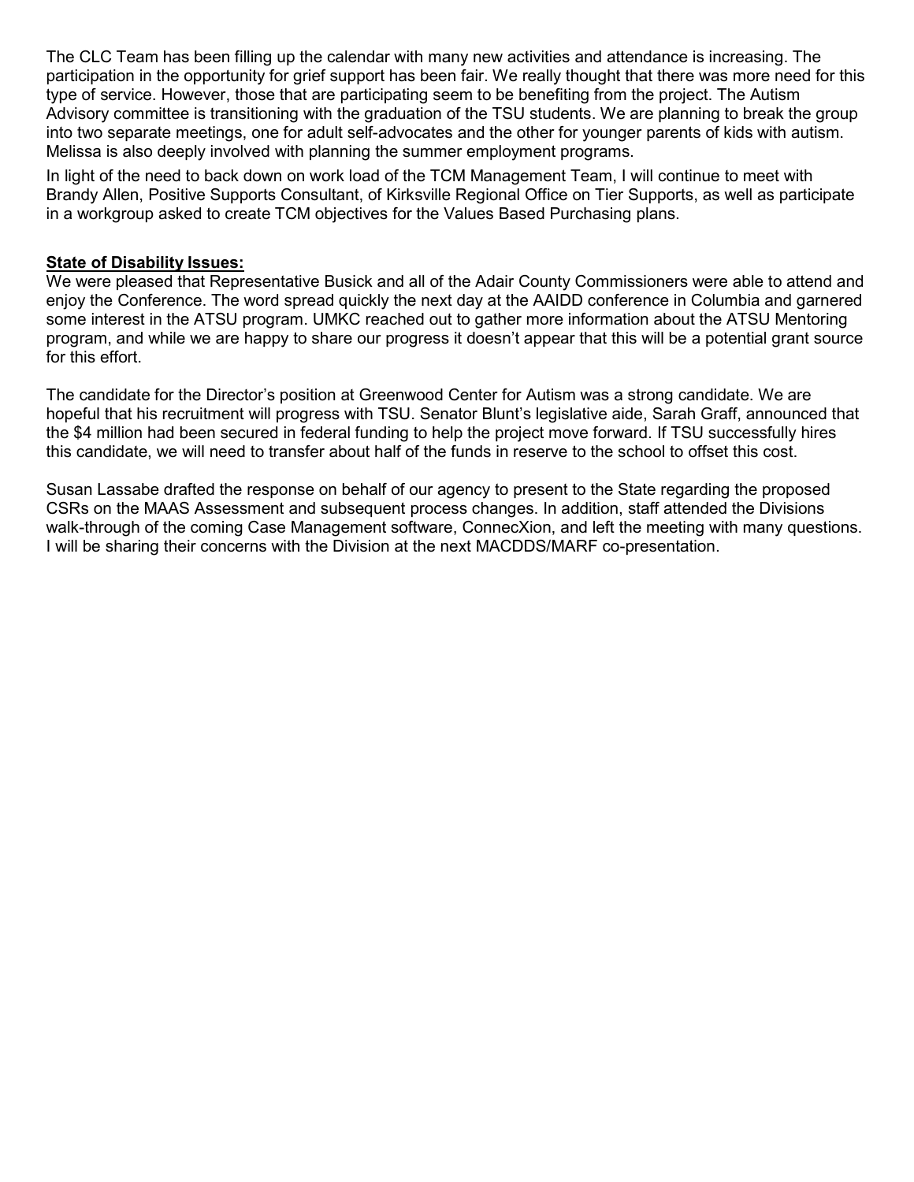The CLC Team has been filling up the calendar with many new activities and attendance is increasing. The participation in the opportunity for grief support has been fair. We really thought that there was more need for this type of service. However, those that are participating seem to be benefiting from the project. The Autism Advisory committee is transitioning with the graduation of the TSU students. We are planning to break the group into two separate meetings, one for adult self-advocates and the other for younger parents of kids with autism. Melissa is also deeply involved with planning the summer employment programs.

In light of the need to back down on work load of the TCM Management Team, I will continue to meet with Brandy Allen, Positive Supports Consultant, of Kirksville Regional Office on Tier Supports, as well as participate in a workgroup asked to create TCM objectives for the Values Based Purchasing plans.

**State of Disability Issues:**

We were pleased that Representative Busick and all of the Adair County Commissioners were able to attend and enjoy the Conference. The word spread quickly the next day at the AAIDD conference in Columbia and garnered some interest in the ATSU program. UMKC reached out to gather more information about the ATSU Mentoring program, and while we are happy to share our progress it doesn't appear that this will be a potential grant source for this effort.

The candidate for the Director's position at Greenwood Center for Autism was a strong candidate. We are hopeful that his recruitment will progress with TSU. Senator Blunt's legislative aide, Sarah Graff, announced that the $4 million had been secured in federal funding to help the project move forward. If TSU successfully hires this candidate, we will need to transfer about half of the funds in reserve to the school to offset this cost.

Susan Lassabe drafted the response on behalf of our agency to present to the State regarding the proposed CSRs on the MAAS Assessment and subsequent process changes. In addition, staff attended the Divisions walk-through of the coming Case Management software, ConnecXion, and left the meeting with many questions. I will be sharing their concerns with the Division at the next MACDDS/MARF co-presentation.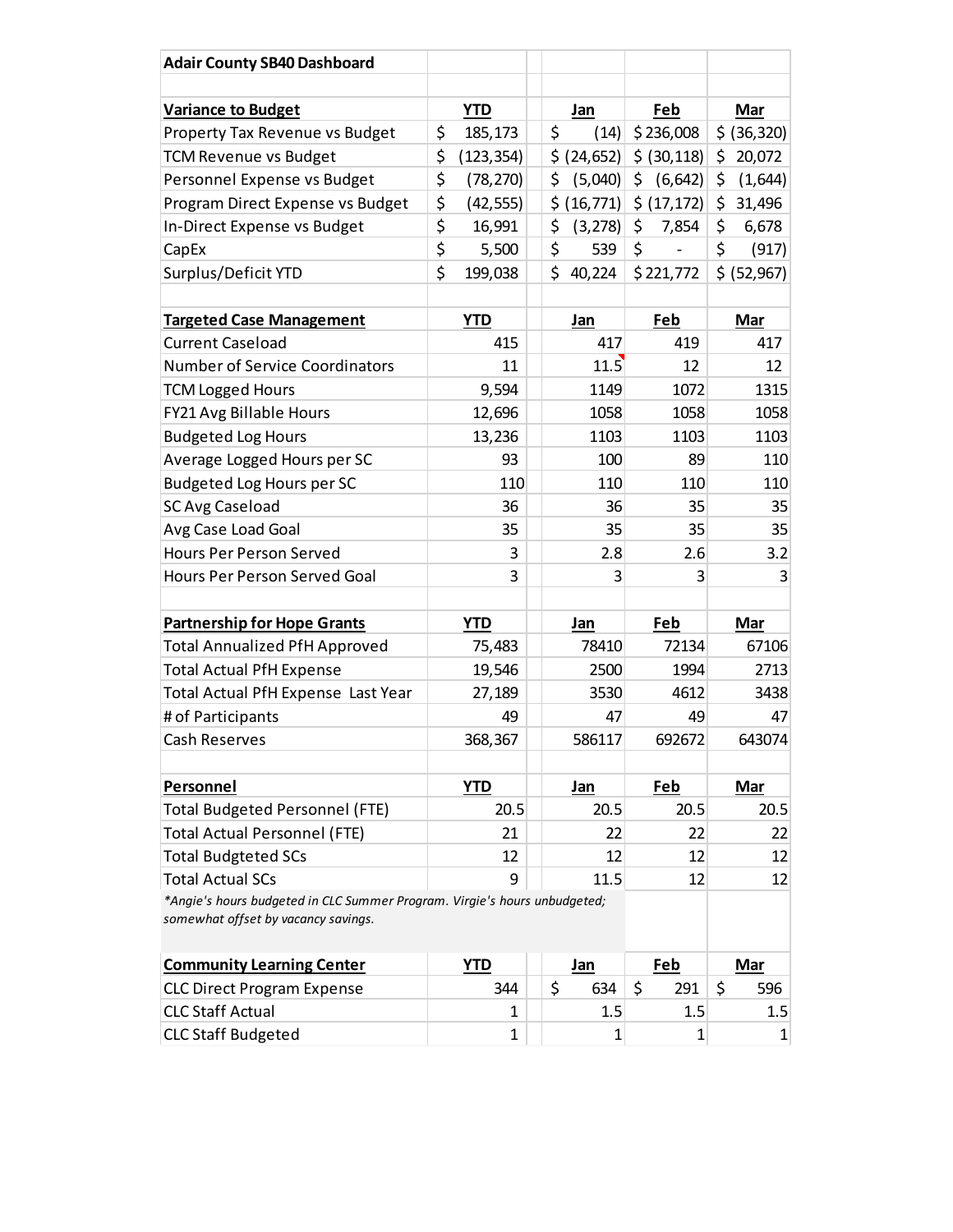| Adair County SB40 Dashboard | | | | |
|---|---|---|---|---|
| | | | | |
| **Variance to Budget** | **YTD** | **Jan** | **Feb** | **Mar** |
| Property Tax Revenue vs Budget | $ 185,173 | $ (14) | $ 236,008 | $ (36,320) |
| TCM Revenue vs Budget | $ (123,354) | $ (24,652) | $ (30,118) | $ 20,072 |
| Personnel Expense vs Budget | $ (78,270) | $ (5,040) | $ (6,642) | $ (1,644) |
| Program Direct Expense vs Budget | $ (42,555) | $ (16,771) | $ (17,172) | $ 31,496 |
| In-Direct Expense vs Budget | $ 16,991 | $ (3,278) | $ 7,854 | $ 6,678 |
| CapEx | $ 5,500 | $ 539 | $ - | $ (917) |
| Surplus/Deficit YTD | $ 199,038 | $ 40,224 | $ 221,772 | $ (52,967) |
| | | | | |
| **Targeted Case Management** | **YTD** | **Jan** | **Feb** | **Mar** |
| Current Caseload | 415 | 417 | 419 | 417 |
| Number of Service Coordinators | 11 | 11.5 | 12 | 12 |
| TCM Logged Hours | 9,594 | 1149 | 1072 | 1315 |
| FY21 Avg Billable Hours | 12,696 | 1058 | 1058 | 1058 |
| Budgeted Log Hours | 13,236 | 1103 | 1103 | 1103 |
| Average Logged Hours per SC | 93 | 100 | 89 | 110 |
| Budgeted Log Hours per SC | 110 | 110 | 110 | 110 |
| SC Avg Caseload | 36 | 36 | 35 | 35 |
| Avg Case Load Goal | 35 | 35 | 35 | 35 |
| Hours Per Person Served | 3 | 2.8 | 2.6 | 3.2 |
| Hours Per Person Served Goal | 3 | 3 | 3 | 3 |
| | | | | |
| **Partnership for Hope Grants** | **YTD** | **Jan** | **Feb** | **Mar** |
| Total Annualized PfH Approved | 75,483 | 78410 | 72134 | 67106 |
| Total Actual PfH Expense | 19,546 | 2500 | 1994 | 2713 |
| Total Actual PfH Expense Last Year | 27,189 | 3530 | 4612 | 3438 |
| # of Participants | 49 | 47 | 49 | 47 |
| Cash Reserves | 368,367 | 586117 | 692672 | 643074 |
| | | | | |
| **Personnel** | **YTD** | **Jan** | **Feb** | **Mar** |
| Total Budgeted Personnel (FTE) | 20.5 | 20.5 | 20.5 | 20.5 |
| Total Actual Personnel (FTE) | 21 | 22 | 22 | 22 |
| Total Budgteted SCs | 12 | 12 | 12 | 12 |
| Total Actual SCs | 9 | 11.5 | 12 | 12 |

*\*Angie's hours budgeted in CLC Summer Program. Virgie's hours unbudgeted; somewhat offset by vacancy savings.*

| **Community Learning Center** | **YTD** | **Jan** | **Feb** | **Mar** |
|---|---|---|---|---|
| CLC Direct Program Expense | 344 | $ 634 | $ 291 | $ 596 |
| CLC Staff Actual | 1 | 1.5 | 1.5 | 1.5 |
| CLC Staff Budgeted | 1 | 1 | 1 | 1 |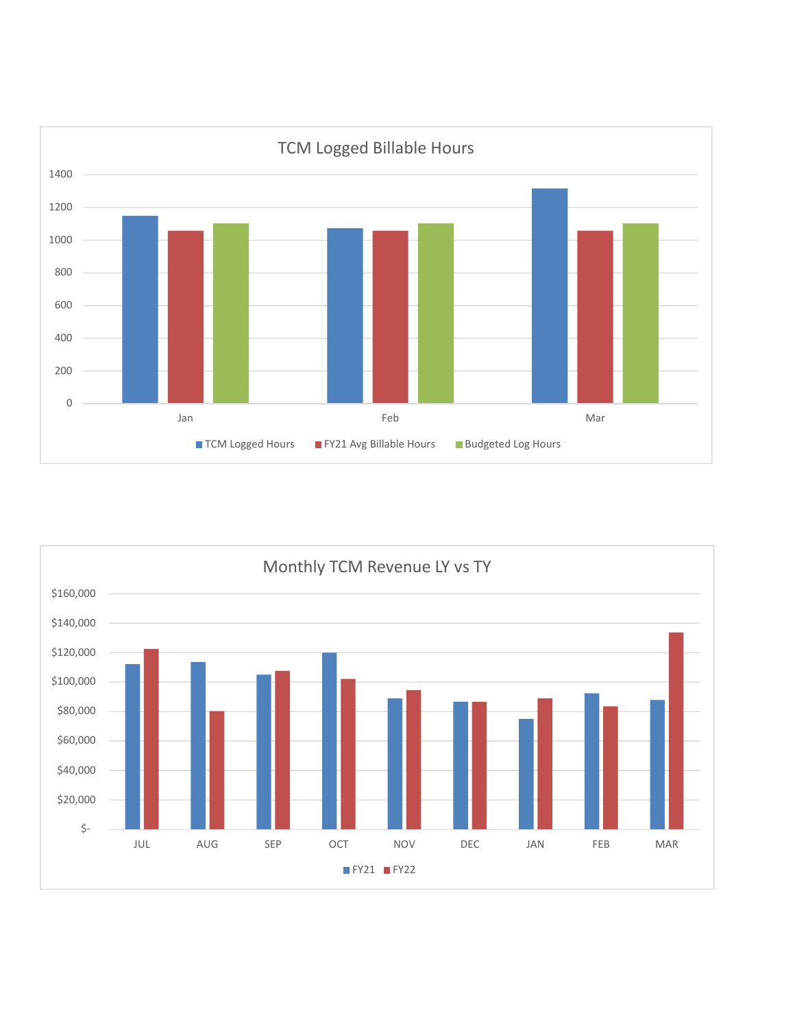TCM Logged Billable Hours

1400
1200
1000
800
600
400
200
0

Jan
Feb
Mar

TCM Logged Hours
FY21 Avg Billable Hours
Budgeted Log Hours

Monthly TCM Revenue LY vs TY

$160,000
$140,000
$120,000
$100,000
$80,000
$60,000
$40,000
$20,000
$-

JUL
AUG
SEP
OCT
NOV
DEC
JAN
FEB
MAR

FY21
FY22